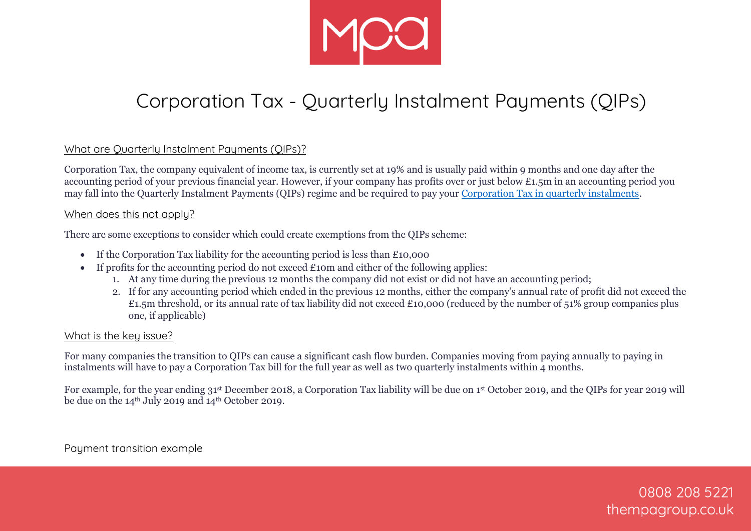# Corporation Tax - Quarterly Instalment Payments (QIPs)

## What are Quarterly Instalment Payments (QIPs)?

Corporation Tax, the company equivalent of income tax, is currently set at 19% and is usually paid within 9 months and one day after the accounting period of your previous financial year. However, if your company has profits over or just below £1.5m in an accounting period you may fall into the Quarterly Instalment Payments (QIPs) regime and be required to pay your [Corporation Tax in quarterly instalments](#).

## When does this not apply?

There are some exceptions to consider which could create exemptions from the QIPs scheme:

- If the Corporation Tax liability for the accounting period is less than £10,000
- If profits for the accounting period do not exceed £10m and either of the following applies:
    1. At any time during the previous 12 months the company did not exist or did not have an accounting period;
    2. If for any accounting period which ended in the previous 12 months, either the company's annual rate of profit did not exceed the £1.5m threshold, or its annual rate of tax liability did not exceed £10,000 (reduced by the number of 51% group companies plus one, if applicable)

## What is the key issue?

For many companies the transition to QIPs can cause a significant cash flow burden. Companies moving from paying annually to paying in instalments will have to pay a Corporation Tax bill for the full year as well as two quarterly instalments within 4 months.

For example, for the year ending 31st December 2018, a Corporation Tax liability will be due on 1st October 2019, and the QIPs for year 2019 will be due on the 14th July 2019 and 14th October 2019.

Payment transition example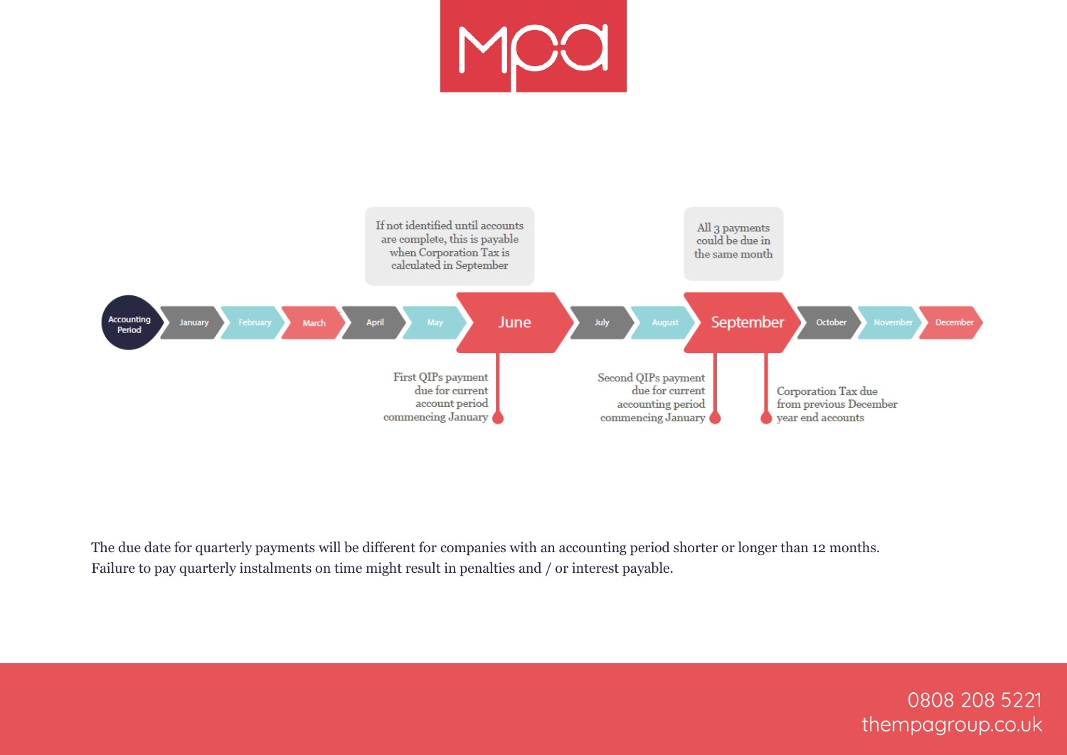If not identified until accounts are complete, this is payable when Corporation Tax is calculated in September

All 3 payments could be due in the same month

Accounting Period → January → February → March → April → May → **June** → July → August → **September** → October → November → December

- **June**: First QIPs payment due for current account period commencing January
- **September**: Second QIPs payment due for current accounting period commencing January
- **September**: Corporation Tax due from previous December year end accounts

The due date for quarterly payments will be different for companies with an accounting period shorter or longer than 12 months. Failure to pay quarterly instalments on time might result in penalties and / or interest payable.

0808 208 5221
thempagroup.co.uk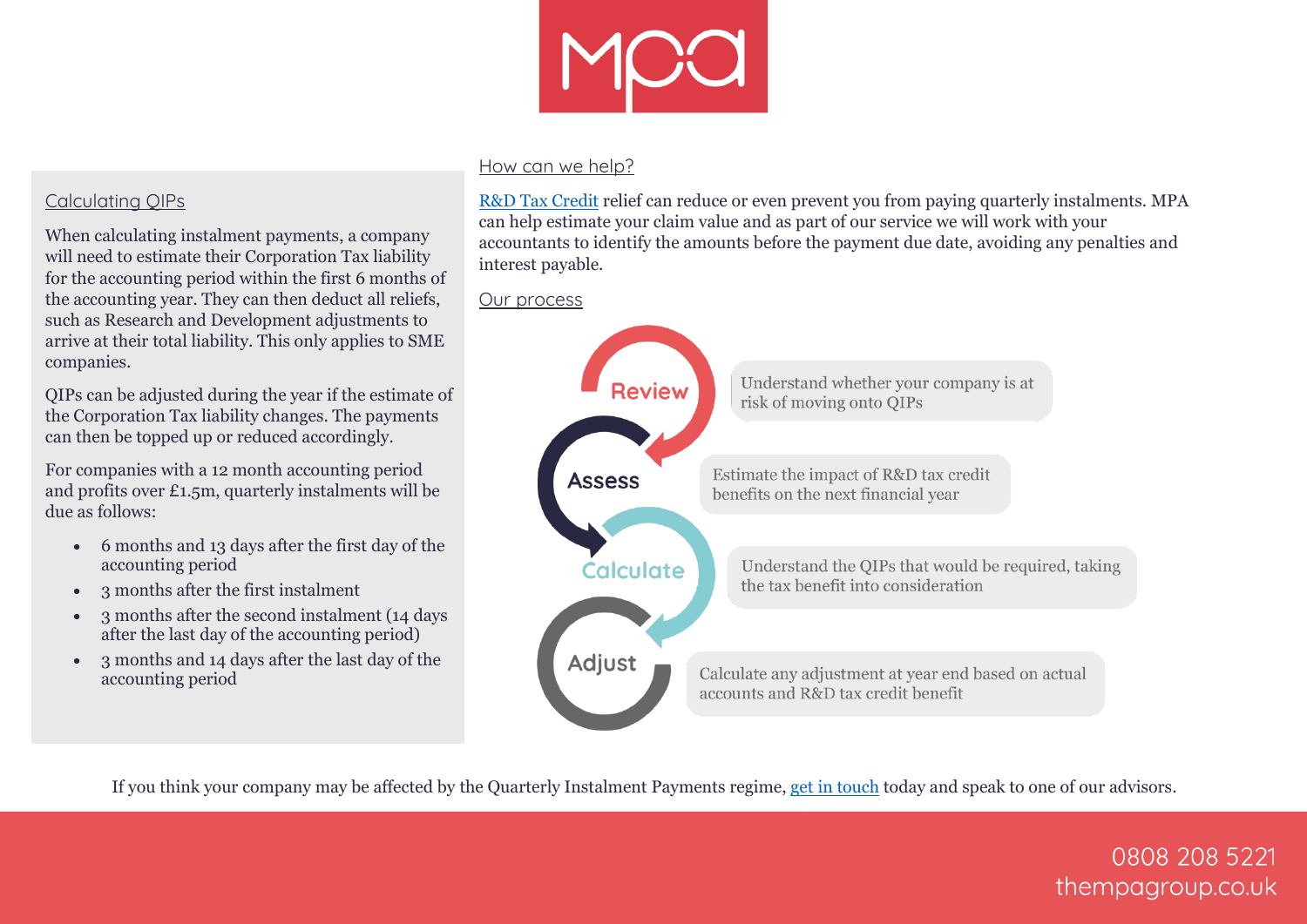## Calculating QIPs

When calculating instalment payments, a company will need to estimate their Corporation Tax liability for the accounting period within the first 6 months of the accounting year. They can then deduct all reliefs, such as Research and Development adjustments to arrive at their total liability. This only applies to SME companies.

QIPs can be adjusted during the year if the estimate of the Corporation Tax liability changes. The payments can then be topped up or reduced accordingly.

For companies with a 12 month accounting period and profits over £1.5m, quarterly instalments will be due as follows:

- 6 months and 13 days after the first day of the accounting period
- 3 months after the first instalment
- 3 months after the second instalment (14 days after the last day of the accounting period)
- 3 months and 14 days after the last day of the accounting period

## How can we help?

R&D Tax Credit relief can reduce or even prevent you from paying quarterly instalments. MPA can help estimate your claim value and as part of our service we will work with your accountants to identify the amounts before the payment due date, avoiding any penalties and interest payable.

## Our process

Review

Understand whether your company is at risk of moving onto QIPs

Assess

Estimate the impact of R&D tax credit benefits on the next financial year

Calculate

Understand the QIPs that would be required, taking the tax benefit into consideration

Adjust

Calculate any adjustment at year end based on actual accounts and R&D tax credit benefit

If you think your company may be affected by the Quarterly Instalment Payments regime, get in touch today and speak to one of our advisors.

0808 208 5221
thempagroup.co.uk